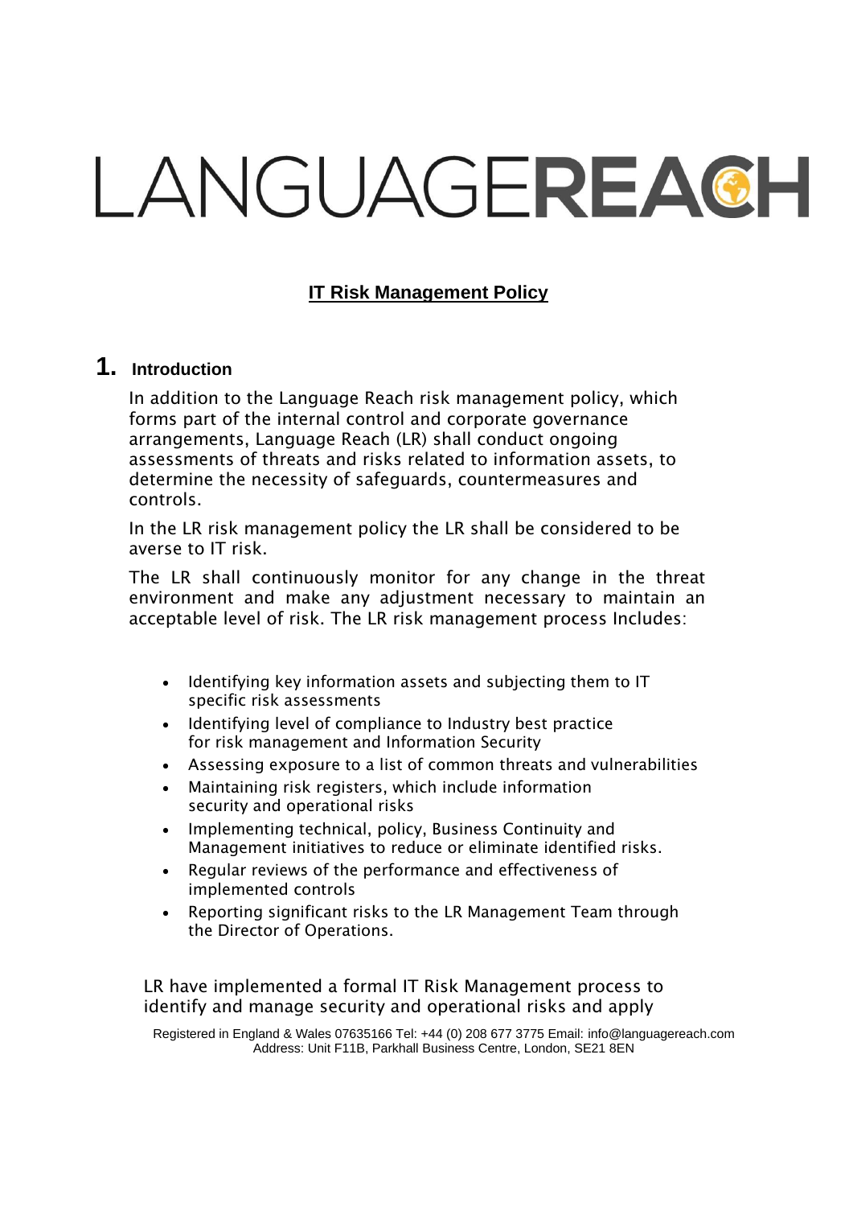LANGUAGEREACH

# IT Risk Management Policy

## 1. Introduction

In addition to the Language Reach risk management policy, which forms part of the internal control and corporate governance arrangements, Language Reach (LR) shall conduct ongoing assessments of threats and risks related to information assets, to determine the necessity of safeguards, countermeasures and controls.

In the LR risk management policy the LR shall be considered to be averse to IT risk.

The LR shall continuously monitor for any change in the threat environment and make any adjustment necessary to maintain an acceptable level of risk. The LR risk management process Includes:

- Identifying key information assets and subjecting them to IT specific risk assessments
- Identifying level of compliance to Industry best practice for risk management and Information Security
- Assessing exposure to a list of common threats and vulnerabilities
- Maintaining risk registers, which include information security and operational risks
- Implementing technical, policy, Business Continuity and Management initiatives to reduce or eliminate identified risks.
- Regular reviews of the performance and effectiveness of implemented controls
- Reporting significant risks to the LR Management Team through the Director of Operations.

LR have implemented a formal IT Risk Management process to identify and manage security and operational risks and apply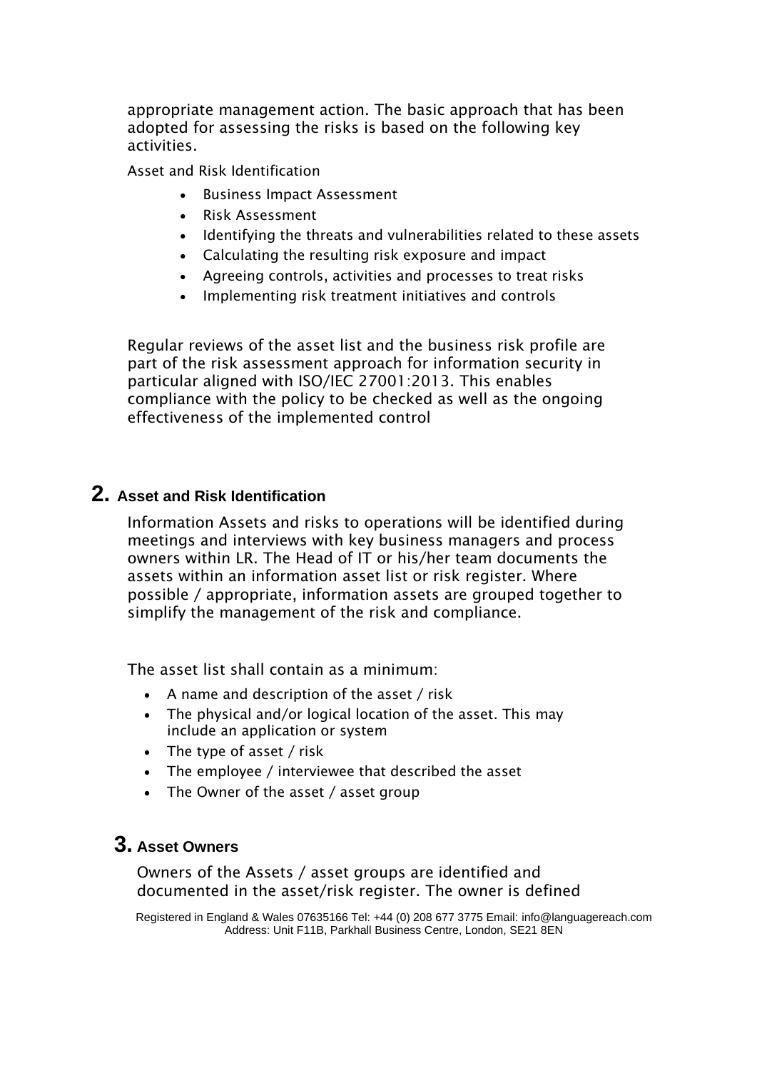appropriate management action. The basic approach that has been adopted for assessing the risks is based on the following key activities.

Asset and Risk Identification

- Business Impact Assessment
- Risk Assessment
- Identifying the threats and vulnerabilities related to these assets
- Calculating the resulting risk exposure and impact
- Agreeing controls, activities and processes to treat risks
- Implementing risk treatment initiatives and controls

Regular reviews of the asset list and the business risk profile are part of the risk assessment approach for information security in particular aligned with ISO/IEC 27001:2013. This enables compliance with the policy to be checked as well as the ongoing effectiveness of the implemented control

## 2. Asset and Risk Identification

Information Assets and risks to operations will be identified during meetings and interviews with key business managers and process owners within LR. The Head of IT or his/her team documents the assets within an information asset list or risk register. Where possible / appropriate, information assets are grouped together to simplify the management of the risk and compliance.

The asset list shall contain as a minimum:

- A name and description of the asset / risk
- The physical and/or logical location of the asset. This may include an application or system
- The type of asset / risk
- The employee / interviewee that described the asset
- The Owner of the asset / asset group

## 3. Asset Owners

Owners of the Assets / asset groups are identified and documented in the asset/risk register. The owner is defined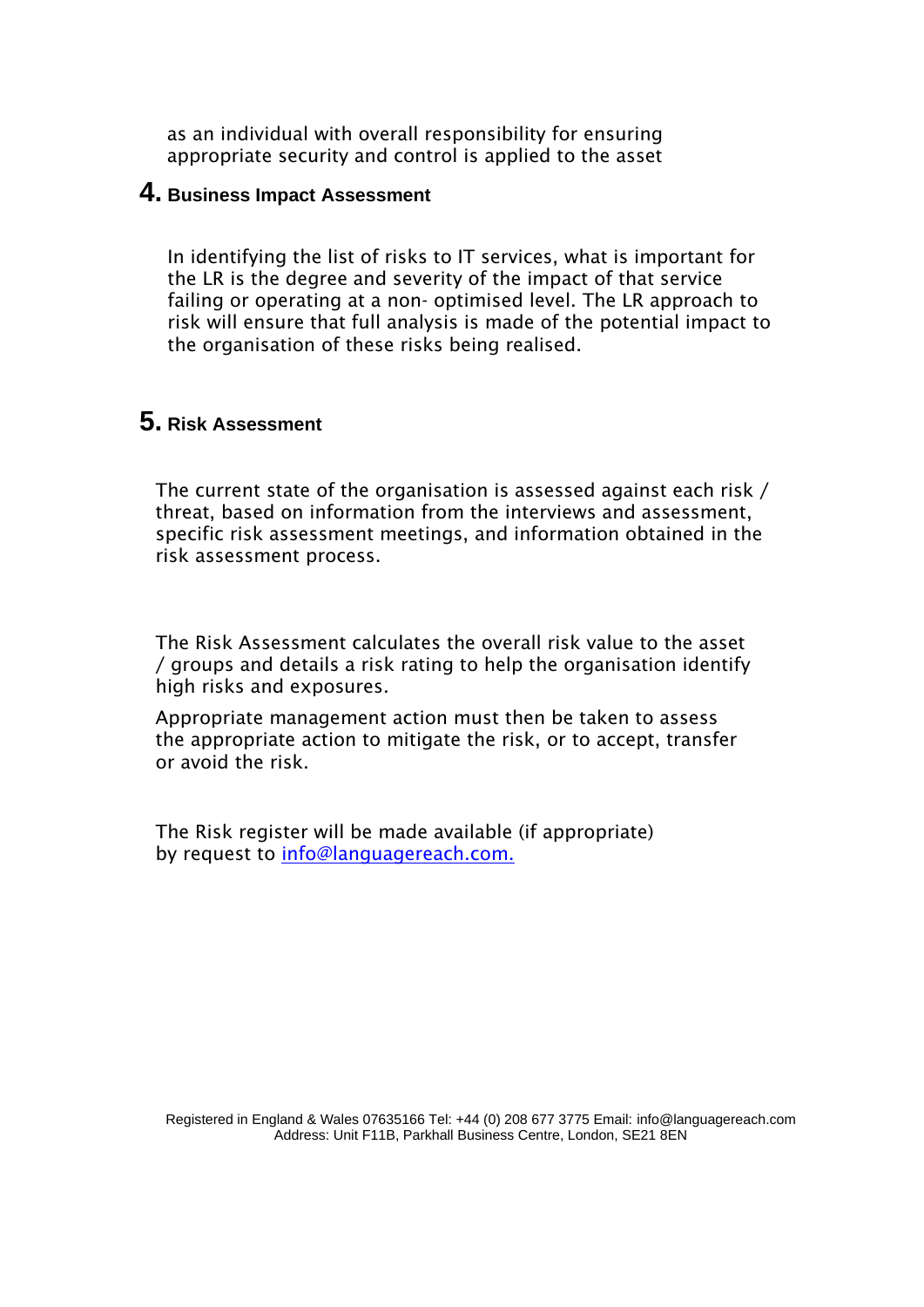as an individual with overall responsibility for ensuring appropriate security and control is applied to the asset

## 4. Business Impact Assessment

In identifying the list of risks to IT services, what is important for the LR is the degree and severity of the impact of that service failing or operating at a non- optimised level. The LR approach to risk will ensure that full analysis is made of the potential impact to the organisation of these risks being realised.

## 5. Risk Assessment

The current state of the organisation is assessed against each risk / threat, based on information from the interviews and assessment, specific risk assessment meetings, and information obtained in the risk assessment process.

The Risk Assessment calculates the overall risk value to the asset / groups and details a risk rating to help the organisation identify high risks and exposures.

Appropriate management action must then be taken to assess the appropriate action to mitigate the risk, or to accept, transfer or avoid the risk.

The Risk register will be made available (if appropriate) by request to [info@languagereach.com.](mailto:info@languagereach.com)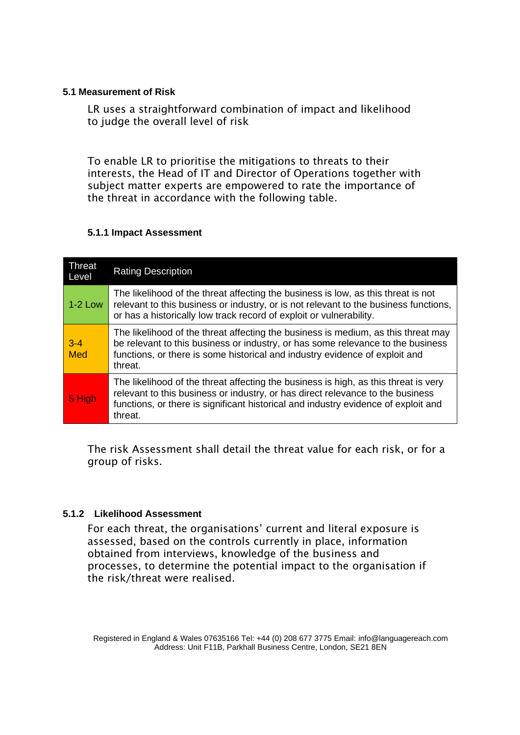### 5.1 Measurement of Risk

LR uses a straightforward combination of impact and likelihood to judge the overall level of risk

To enable LR to prioritise the mitigations to threats to their interests, the Head of IT and Director of Operations together with subject matter experts are empowered to rate the importance of the threat in accordance with the following table.

#### 5.1.1 Impact Assessment

| Threat Level | Rating Description |
|---|---|
| 1-2 Low | The likelihood of the threat affecting the business is low, as this threat is not relevant to this business or industry, or is not relevant to the business functions, or has a historically low track record of exploit or vulnerability. |
| 3-4 Med | The likelihood of the threat affecting the business is medium, as this threat may be relevant to this business or industry, or has some relevance to the business functions, or there is some historical and industry evidence of exploit and threat. |
| 5 High | The likelihood of the threat affecting the business is high, as this threat is very relevant to this business or industry, or has direct relevance to the business functions, or there is significant historical and industry evidence of exploit and threat. |

The risk Assessment shall detail the threat value for each risk, or for a group of risks.

#### 5.1.2 Likelihood Assessment

For each threat, the organisations' current and literal exposure is assessed, based on the controls currently in place, information obtained from interviews, knowledge of the business and processes, to determine the potential impact to the organisation if the risk/threat were realised.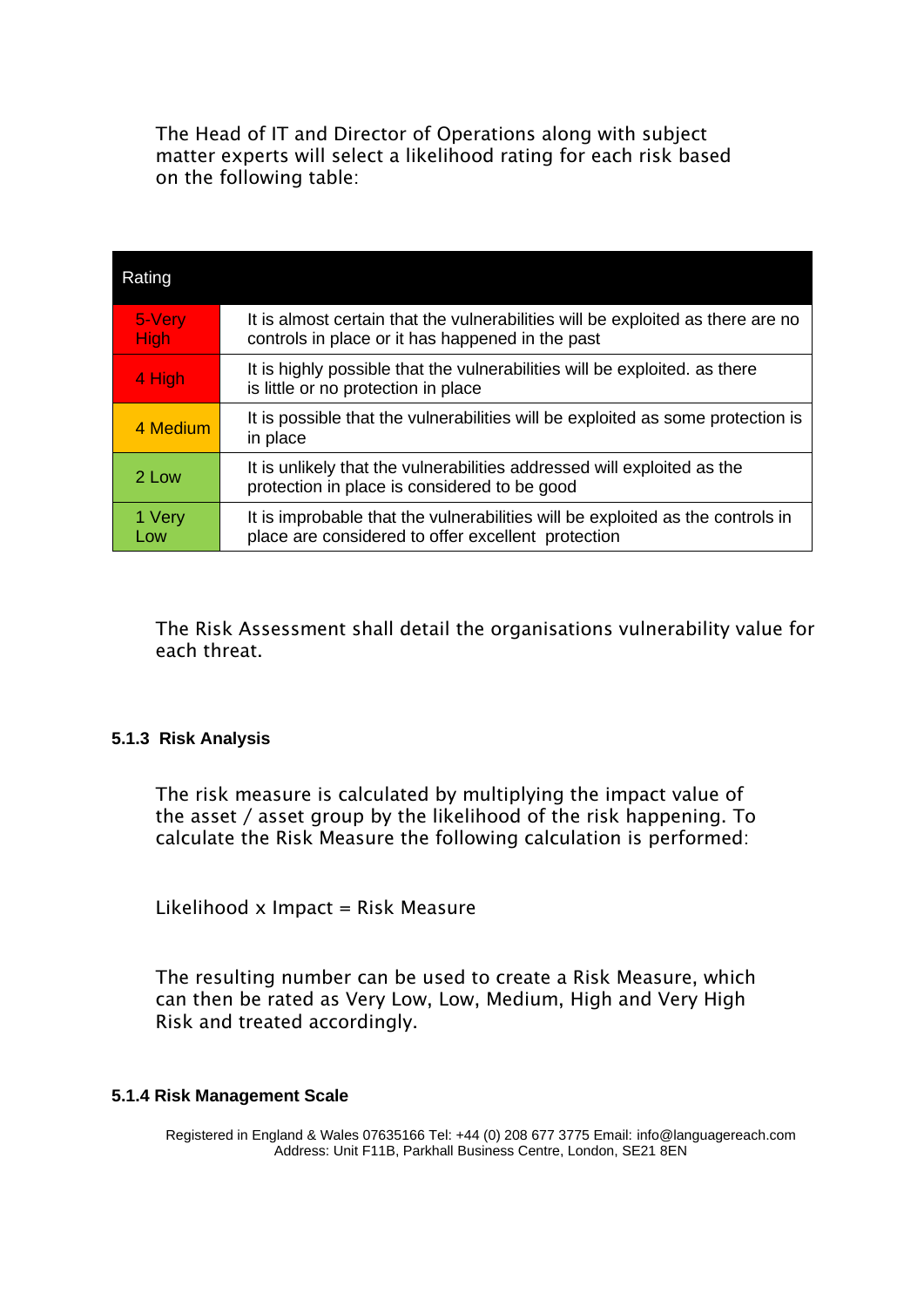The Head of IT and Director of Operations along with subject matter experts will select a likelihood rating for each risk based on the following table:

| Rating | |
|---|---|
| 5-Very High | It is almost certain that the vulnerabilities will be exploited as there are no controls in place or it has happened in the past |
| 4 High | It is highly possible that the vulnerabilities will be exploited. as there is little or no protection in place |
| 4 Medium | It is possible that the vulnerabilities will be exploited as some protection is in place |
| 2 Low | It is unlikely that the vulnerabilities addressed will exploited as the protection in place is considered to be good |
| 1 Very Low | It is improbable that the vulnerabilities will be exploited as the controls in place are considered to offer excellent protection |

The Risk Assessment shall detail the organisations vulnerability value for each threat.

#### 5.1.3 Risk Analysis

The risk measure is calculated by multiplying the impact value of the asset / asset group by the likelihood of the risk happening. To calculate the Risk Measure the following calculation is performed:

Likelihood x Impact = Risk Measure

The resulting number can be used to create a Risk Measure, which can then be rated as Very Low, Low, Medium, High and Very High Risk and treated accordingly.

#### 5.1.4 Risk Management Scale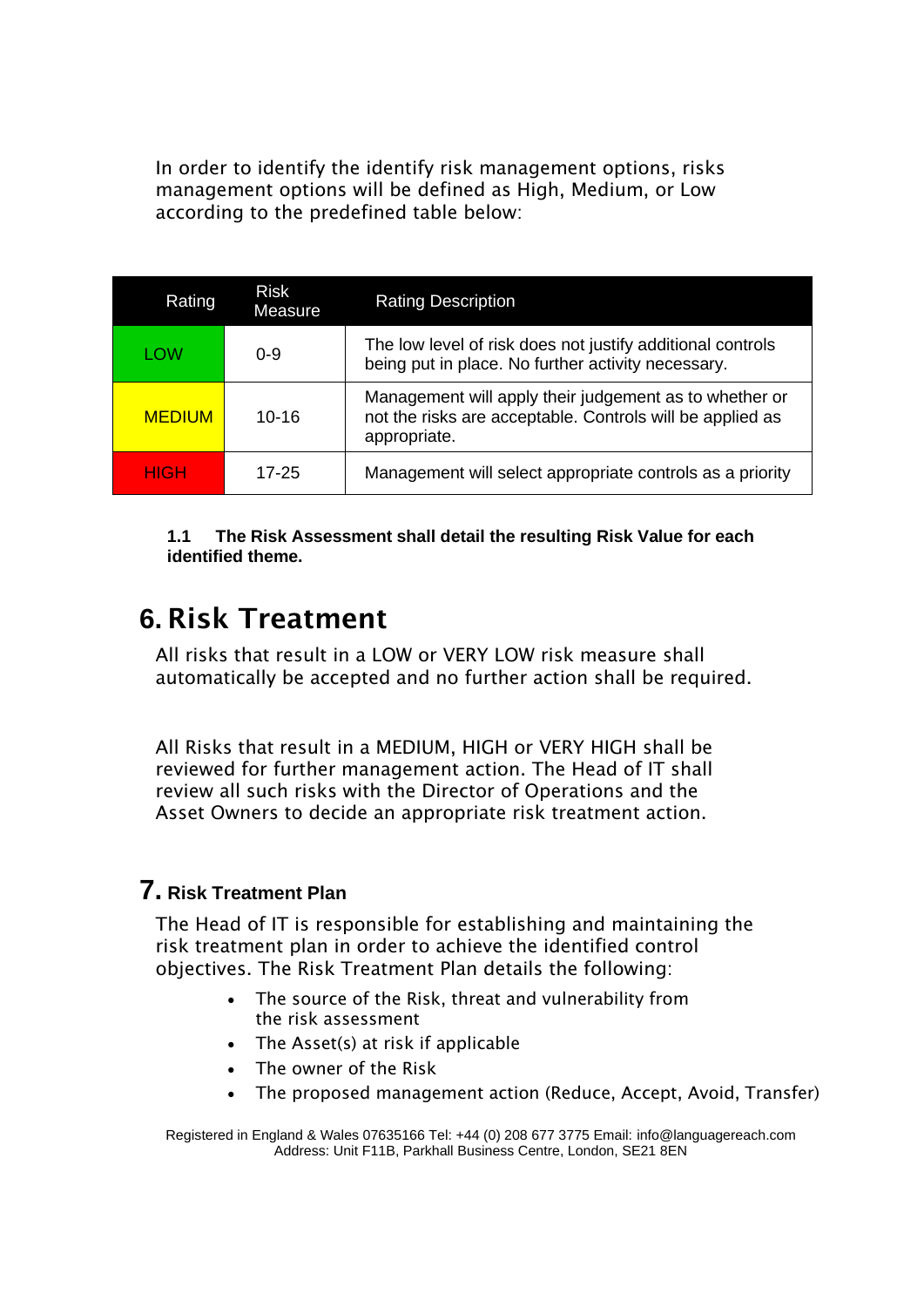In order to identify the identify risk management options, risks management options will be defined as High, Medium, or Low according to the predefined table below:

| Rating | Risk Measure | Rating Description |
| --- | --- | --- |
| LOW | 0-9 | The low level of risk does not justify additional controls being put in place. No further activity necessary. |
| MEDIUM | 10-16 | Management will apply their judgement as to whether or not the risks are acceptable. Controls will be applied as appropriate. |
| HIGH | 17-25 | Management will select appropriate controls as a priority |

**1.1 The Risk Assessment shall detail the resulting Risk Value for each identified theme.**

# 6. Risk Treatment

All risks that result in a LOW or VERY LOW risk measure shall automatically be accepted and no further action shall be required.

All Risks that result in a MEDIUM, HIGH or VERY HIGH shall be reviewed for further management action. The Head of IT shall review all such risks with the Director of Operations and the Asset Owners to decide an appropriate risk treatment action.

## 7. Risk Treatment Plan

The Head of IT is responsible for establishing and maintaining the risk treatment plan in order to achieve the identified control objectives. The Risk Treatment Plan details the following:

- The source of the Risk, threat and vulnerability from the risk assessment
- The Asset(s) at risk if applicable
- The owner of the Risk
- The proposed management action (Reduce, Accept, Avoid, Transfer)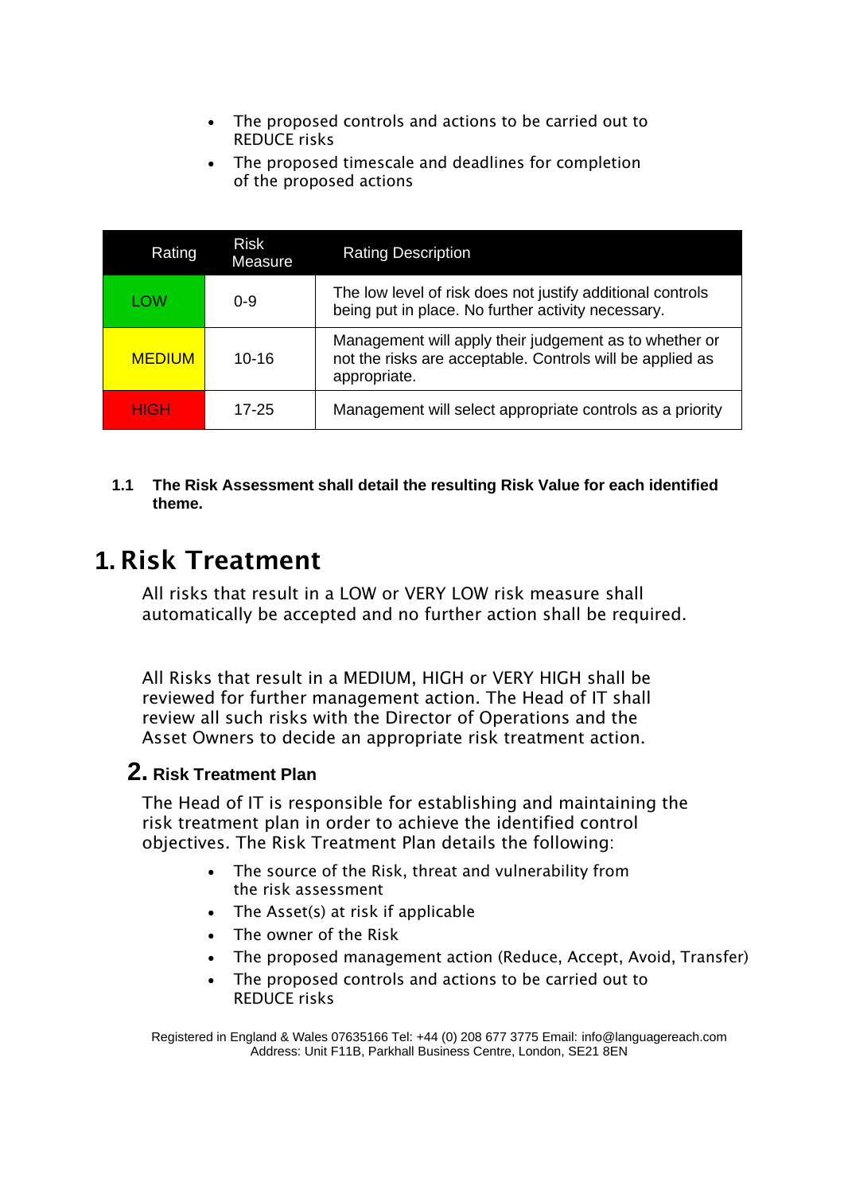- The proposed controls and actions to be carried out to REDUCE risks
- The proposed timescale and deadlines for completion of the proposed actions

| Rating | Risk Measure | Rating Description |
|---|---|---|
| LOW | 0-9 | The low level of risk does not justify additional controls being put in place. No further activity necessary. |
| MEDIUM | 10-16 | Management will apply their judgement as to whether or not the risks are acceptable. Controls will be applied as appropriate. |
| HIGH | 17-25 | Management will select appropriate controls as a priority |

**1.1 The Risk Assessment shall detail the resulting Risk Value for each identified theme.**

# 1. Risk Treatment

All risks that result in a LOW or VERY LOW risk measure shall automatically be accepted and no further action shall be required.

All Risks that result in a MEDIUM, HIGH or VERY HIGH shall be reviewed for further management action. The Head of IT shall review all such risks with the Director of Operations and the Asset Owners to decide an appropriate risk treatment action.

## 2. Risk Treatment Plan

The Head of IT is responsible for establishing and maintaining the risk treatment plan in order to achieve the identified control objectives. The Risk Treatment Plan details the following:

- The source of the Risk, threat and vulnerability from the risk assessment
- The Asset(s) at risk if applicable
- The owner of the Risk
- The proposed management action (Reduce, Accept, Avoid, Transfer)
- The proposed controls and actions to be carried out to REDUCE risks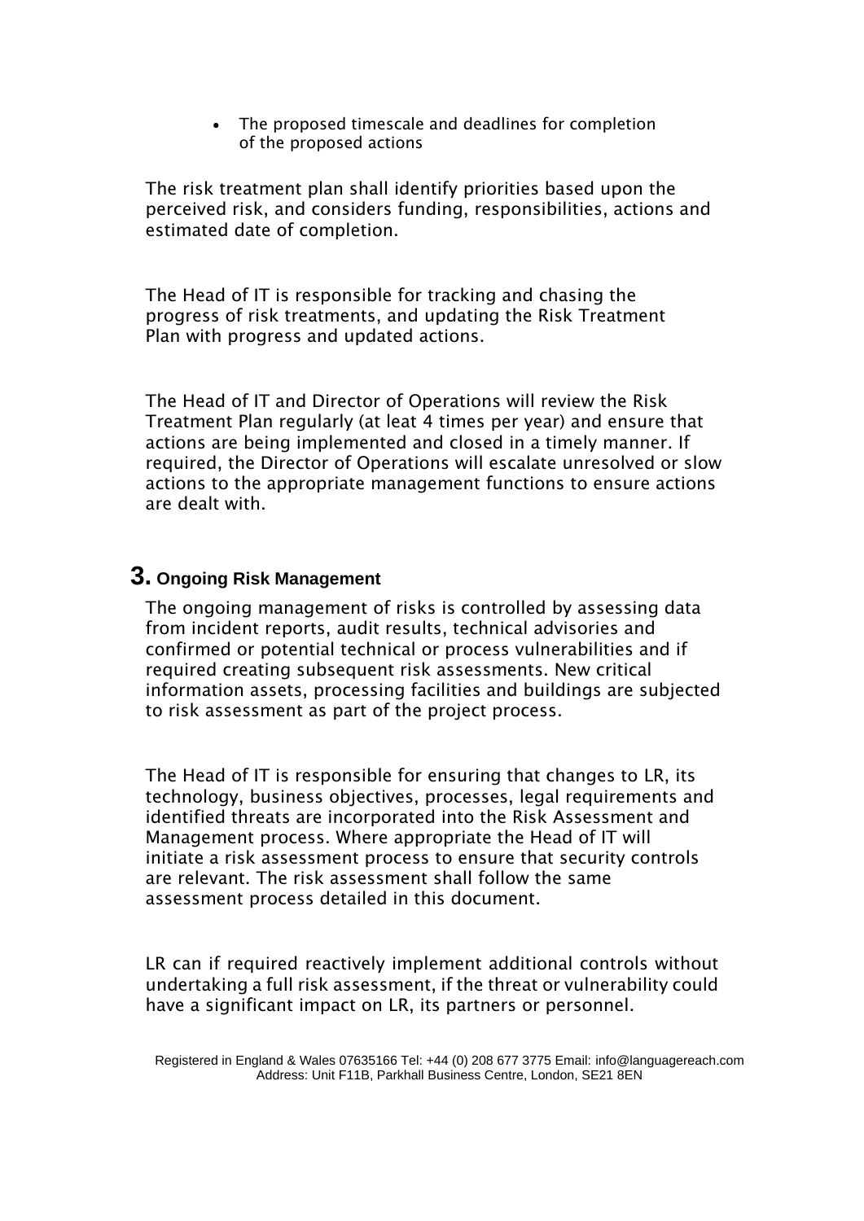- The proposed timescale and deadlines for completion of the proposed actions

The risk treatment plan shall identify priorities based upon the perceived risk, and considers funding, responsibilities, actions and estimated date of completion.

The Head of IT is responsible for tracking and chasing the progress of risk treatments, and updating the Risk Treatment Plan with progress and updated actions.

The Head of IT and Director of Operations will review the Risk Treatment Plan regularly (at leat 4 times per year) and ensure that actions are being implemented and closed in a timely manner. If required, the Director of Operations will escalate unresolved or slow actions to the appropriate management functions to ensure actions are dealt with.

## 3. Ongoing Risk Management

The ongoing management of risks is controlled by assessing data from incident reports, audit results, technical advisories and confirmed or potential technical or process vulnerabilities and if required creating subsequent risk assessments. New critical information assets, processing facilities and buildings are subjected to risk assessment as part of the project process.

The Head of IT is responsible for ensuring that changes to LR, its technology, business objectives, processes, legal requirements and identified threats are incorporated into the Risk Assessment and Management process. Where appropriate the Head of IT will initiate a risk assessment process to ensure that security controls are relevant. The risk assessment shall follow the same assessment process detailed in this document.

LR can if required reactively implement additional controls without undertaking a full risk assessment, if the threat or vulnerability could have a significant impact on LR, its partners or personnel.